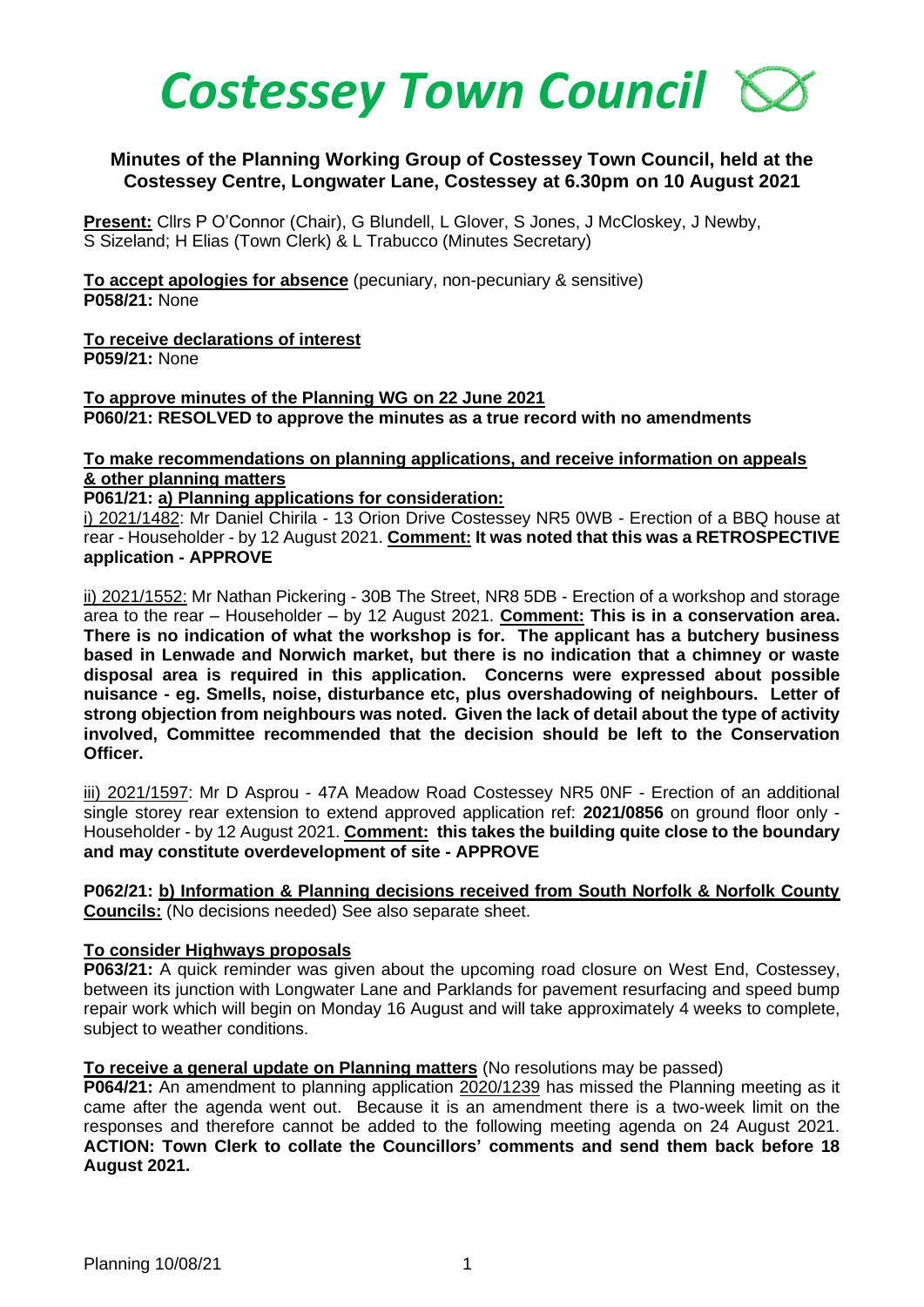# *Costessey Town Council*

## Minutes of the Planning Working Group of Costessey Town Council, held at the Costessey Centre, Longwater Lane, Costessey at 6.30pm on 10 August 2021

**Present:** Cllrs P O'Connor (Chair), G Blundell, L Glover, S Jones, J McCloskey, J Newby, S Sizeland; H Elias (Town Clerk) & L Trabucco (Minutes Secretary)

**To accept apologies for absence** (pecuniary, non-pecuniary & sensitive)
**P058/21:** None

**To receive declarations of interest**
**P059/21:** None

**To approve minutes of the Planning WG on 22 June 2021**
**P060/21: RESOLVED to approve the minutes as a true record with no amendments**

**To make recommendations on planning applications, and receive information on appeals & other planning matters**

**P061/21: a) Planning applications for consideration:**

i) 2021/1482: Mr Daniel Chirila - 13 Orion Drive Costessey NR5 0WB - Erection of a BBQ house at rear - Householder - by 12 August 2021. **Comment: It was noted that this was a RETROSPECTIVE application - APPROVE**

ii) 2021/1552: Mr Nathan Pickering - 30B The Street, NR8 5DB - Erection of a workshop and storage area to the rear – Householder – by 12 August 2021. **Comment: This is in a conservation area. There is no indication of what the workshop is for. The applicant has a butchery business based in Lenwade and Norwich market, but there is no indication that a chimney or waste disposal area is required in this application. Concerns were expressed about possible nuisance - eg. Smells, noise, disturbance etc, plus overshadowing of neighbours. Letter of strong objection from neighbours was noted. Given the lack of detail about the type of activity involved, Committee recommended that the decision should be left to the Conservation Officer.**

iii) 2021/1597: Mr D Asprou - 47A Meadow Road Costessey NR5 0NF - Erection of an additional single storey rear extension to extend approved application ref: **2021/0856** on ground floor only - Householder - by 12 August 2021. **Comment: this takes the building quite close to the boundary and may constitute overdevelopment of site - APPROVE**

**P062/21: b) Information & Planning decisions received from South Norfolk & Norfolk County Councils:** (No decisions needed) See also separate sheet.

**To consider Highways proposals**

**P063/21:** A quick reminder was given about the upcoming road closure on West End, Costessey, between its junction with Longwater Lane and Parklands for pavement resurfacing and speed bump repair work which will begin on Monday 16 August and will take approximately 4 weeks to complete, subject to weather conditions.

**To receive a general update on Planning matters** (No resolutions may be passed)

**P064/21:** An amendment to planning application 2020/1239 has missed the Planning meeting as it came after the agenda went out. Because it is an amendment there is a two-week limit on the responses and therefore cannot be added to the following meeting agenda on 24 August 2021. **ACTION: Town Clerk to collate the Councillors' comments and send them back before 18 August 2021.**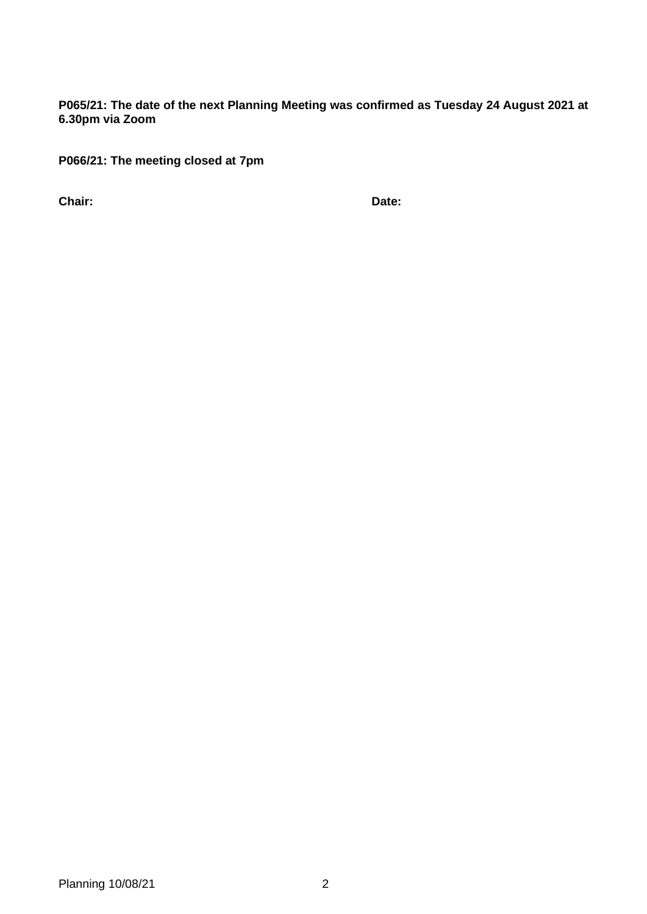**P065/21: The date of the next Planning Meeting was confirmed as Tuesday 24 August 2021 at 6.30pm via Zoom**

**P066/21: The meeting closed at 7pm**

**Chair:** **Date:**